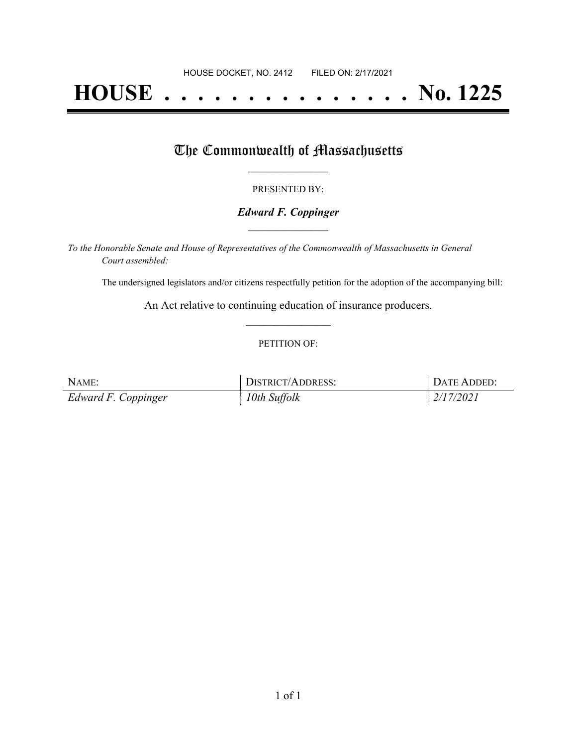HOUSE DOCKET, NO. 2412 FILED ON: 2/17/2021

# HOUSE . . . . . . . . . . . . . . . No. 1225

## The Commonwealth of Massachusetts

PRESENTED BY:

***Edward F. Coppinger***

*To the Honorable Senate and House of Representatives of the Commonwealth of Massachusetts in General Court assembled:*

The undersigned legislators and/or citizens respectfully petition for the adoption of the accompanying bill:

An Act relative to continuing education of insurance producers.

PETITION OF:

| NAME: | DISTRICT/ADDRESS: | DATE ADDED: |
| --- | --- | --- |
| *Edward F. Coppinger* | *10th Suffolk* | *2/17/2021* |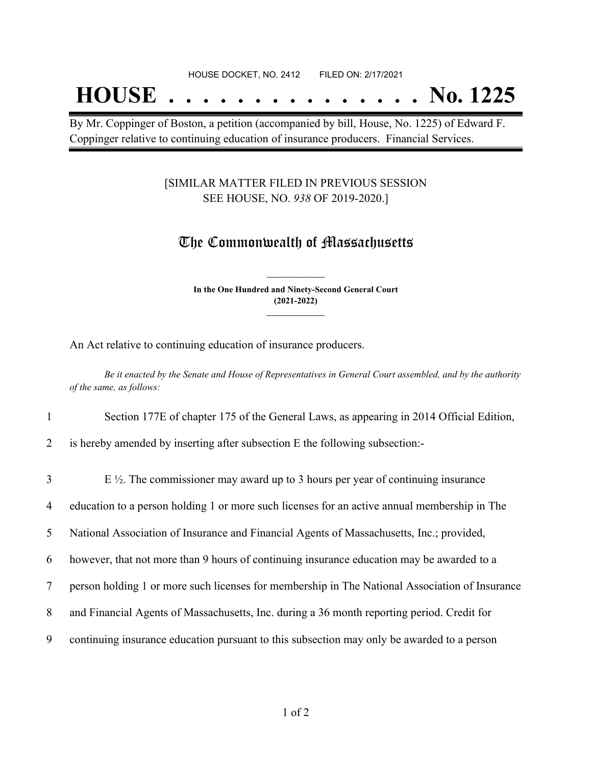HOUSE DOCKET, NO. 2412 FILED ON: 2/17/2021

# HOUSE . . . . . . . . . . . . . . . No. 1225

By Mr. Coppinger of Boston, a petition (accompanied by bill, House, No. 1225) of Edward F. Coppinger relative to continuing education of insurance producers. Financial Services.

[SIMILAR MATTER FILED IN PREVIOUS SESSION SEE HOUSE, NO. *938* OF 2019-2020.]

## The Commonwealth of Massachusetts

**In the One Hundred and Ninety-Second General Court (2021-2022)**

An Act relative to continuing education of insurance producers.

*Be it enacted by the Senate and House of Representatives in General Court assembled, and by the authority of the same, as follows:*

1 Section 177E of chapter 175 of the General Laws, as appearing in 2014 Official Edition,
2 is hereby amended by inserting after subsection E the following subsection:-

3 E ½. The commissioner may award up to 3 hours per year of continuing insurance
4 education to a person holding 1 or more such licenses for an active annual membership in The
5 National Association of Insurance and Financial Agents of Massachusetts, Inc.; provided,
6 however, that not more than 9 hours of continuing insurance education may be awarded to a
7 person holding 1 or more such licenses for membership in The National Association of Insurance
8 and Financial Agents of Massachusetts, Inc. during a 36 month reporting period. Credit for
9 continuing insurance education pursuant to this subsection may only be awarded to a person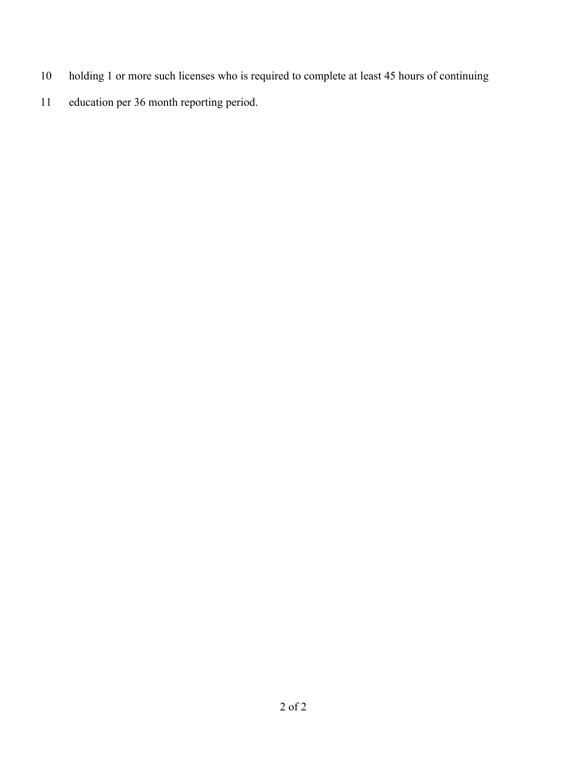holding 1 or more such licenses who is required to complete at least 45 hours of continuing education per 36 month reporting period.